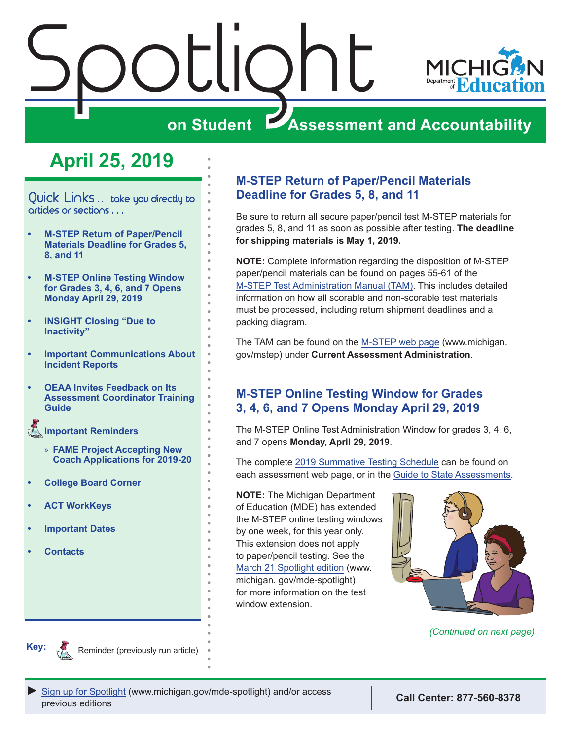# Spotlight on Student Assessment and Accountability

MICHIGAN Department of Education

## April 25, 2019

Quick Links . . . take you directly to articles or sections . . .

- **M-STEP Return of Paper/Pencil Materials Deadline for Grades 5, 8, and 11**
- **M-STEP Online Testing Window for Grades 3, 4, 6, and 7 Opens Monday April 29, 2019**
- **INSIGHT Closing "Due to Inactivity"**
- **Important Communications About Incident Reports**
- **OEAA Invites Feedback on Its Assessment Coordinator Training Guide**
- **Important Reminders**
  - **FAME Project Accepting New Coach Applications for 2019-20**
- **College Board Corner**
- **ACT WorkKeys**
- **Important Dates**
- **Contacts**

**Key:** Reminder (previously run article)

## M-STEP Return of Paper/Pencil Materials Deadline for Grades 5, 8, and 11

Be sure to return all secure paper/pencil test M-STEP materials for grades 5, 8, and 11 as soon as possible after testing. **The deadline for shipping materials is May 1, 2019.**

**NOTE:** Complete information regarding the disposition of M-STEP paper/pencil materials can be found on pages 55-61 of the M-STEP Test Administration Manual (TAM). This includes detailed information on how all scorable and non-scorable test materials must be processed, including return shipment deadlines and a packing diagram.

The TAM can be found on the M-STEP web page (www.michigan.gov/mstep) under **Current Assessment Administration**.

## M-STEP Online Testing Window for Grades 3, 4, 6, and 7 Opens Monday April 29, 2019

The M-STEP Online Test Administration Window for grades 3, 4, 6, and 7 opens **Monday, April 29, 2019**.

The complete 2019 Summative Testing Schedule can be found on each assessment web page, or in the Guide to State Assessments.

**NOTE:** The Michigan Department of Education (MDE) has extended the M-STEP online testing windows by one week, for this year only. This extension does not apply to paper/pencil testing. See the March 21 Spotlight edition (www.michigan.gov/mde-spotlight) for more information on the test window extension.

*(Continued on next page)*

Sign up for Spotlight (www.michigan.gov/mde-spotlight) and/or access previous editions

**Call Center: 877-560-8378**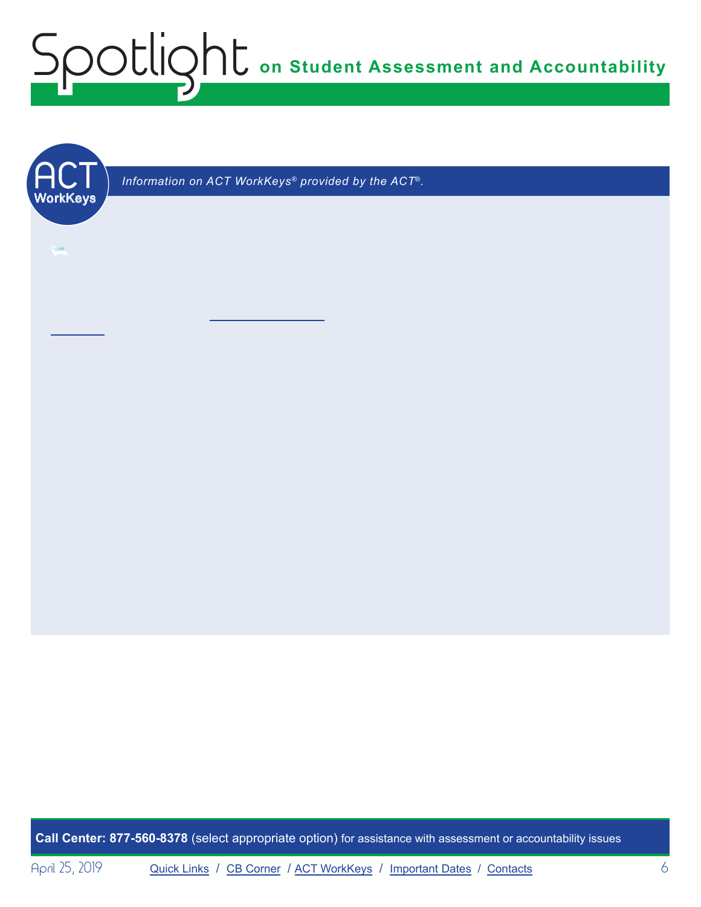*Information on ACT WorkKeys® provided by the ACT®.*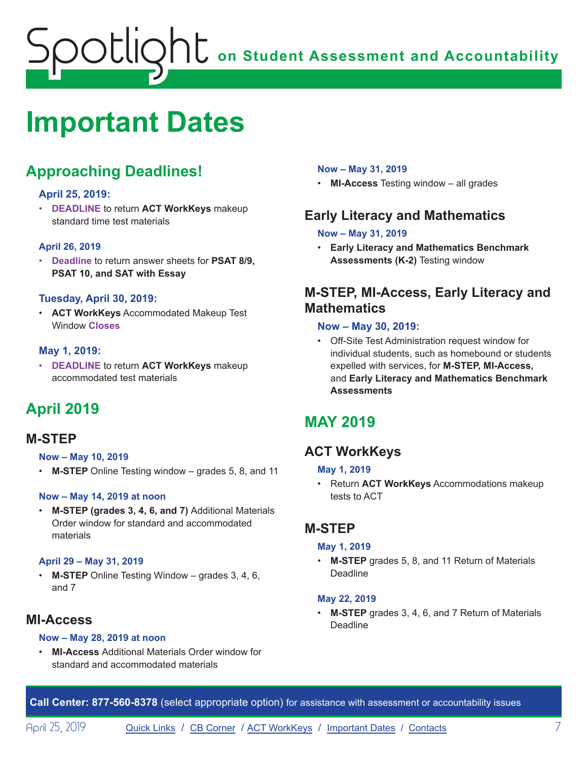# Important Dates

## Approaching Deadlines!

**April 25, 2019:**

- **DEADLINE** to return **ACT WorkKeys** makeup standard time test materials

**April 26, 2019**

- **Deadline** to return answer sheets for **PSAT 8/9, PSAT 10, and SAT with Essay**

**Tuesday, April 30, 2019:**

- **ACT WorkKeys** Accommodated Makeup Test Window **Closes**

**May 1, 2019:**

- **DEADLINE** to return **ACT WorkKeys** makeup accommodated test materials

## April 2019

### M-STEP

**Now – May 10, 2019**

- **M-STEP** Online Testing window – grades 5, 8, and 11

**Now – May 14, 2019 at noon**

- **M-STEP (grades 3, 4, 6, and 7)** Additional Materials Order window for standard and accommodated materials

**April 29 – May 31, 2019**

- **M-STEP** Online Testing Window – grades 3, 4, 6, and 7

### MI-Access

**Now – May 28, 2019 at noon**

- **MI-Access** Additional Materials Order window for standard and accommodated materials

**Now – May 31, 2019**

- **MI-Access** Testing window – all grades

### Early Literacy and Mathematics

**Now – May 31, 2019**

- **Early Literacy and Mathematics Benchmark Assessments (K-2)** Testing window

### M-STEP, MI-Access, Early Literacy and Mathematics

**Now – May 30, 2019:**

- Off-Site Test Administration request window for individual students, such as homebound or students expelled with services, for **M-STEP, MI-Access,** and **Early Literacy and Mathematics Benchmark Assessments**

## MAY 2019

### ACT WorkKeys

**May 1, 2019**

- Return **ACT WorkKeys** Accommodations makeup tests to ACT

### M-STEP

**May 1, 2019**

- **M-STEP** grades 5, 8, and 11 Return of Materials Deadline

**May 22, 2019**

- **M-STEP** grades 3, 4, 6, and 7 Return of Materials Deadline

**Call Center: 877-560-8378** (select appropriate option) for assistance with assessment or accountability issues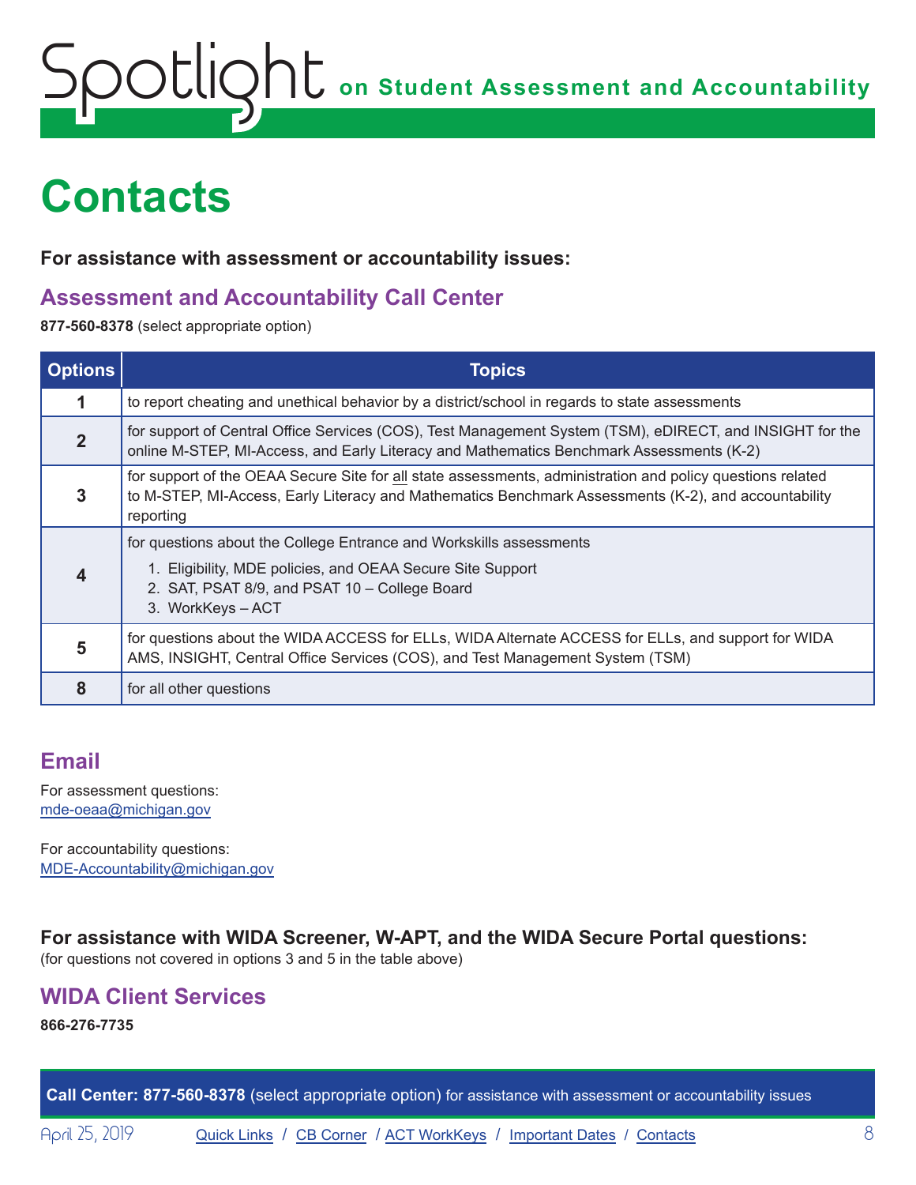# Contacts

**For assistance with assessment or accountability issues:**

## Assessment and Accountability Call Center

**877-560-8378** (select appropriate option)

| Options | Topics |
| --- | --- |
| **1** | to report cheating and unethical behavior by a district/school in regards to state assessments |
| **2** | for support of Central Office Services (COS), Test Management System (TSM), eDIRECT, and INSIGHT for the online M-STEP, MI-Access, and Early Literacy and Mathematics Benchmark Assessments (K-2) |
| **3** | for support of the OEAA Secure Site for all state assessments, administration and policy questions related to M-STEP, MI-Access, Early Literacy and Mathematics Benchmark Assessments (K-2), and accountability reporting |
| **4** | for questions about the College Entrance and Workskills assessments<br>1. Eligibility, MDE policies, and OEAA Secure Site Support<br>2. SAT, PSAT 8/9, and PSAT 10 – College Board<br>3. WorkKeys – ACT |
| **5** | for questions about the WIDA ACCESS for ELLs, WIDA Alternate ACCESS for ELLs, and support for WIDA AMS, INSIGHT, Central Office Services (COS), and Test Management System (TSM) |
| **8** | for all other questions |

## Email

For assessment questions:
mde-oeaa@michigan.gov

For accountability questions:
MDE-Accountability@michigan.gov

**For assistance with WIDA Screener, W-APT, and the WIDA Secure Portal questions:**
(for questions not covered in options 3 and 5 in the table above)

## WIDA Client Services

**866-276-7735**

**Call Center: 877-560-8378** (select appropriate option) for assistance with assessment or accountability issues